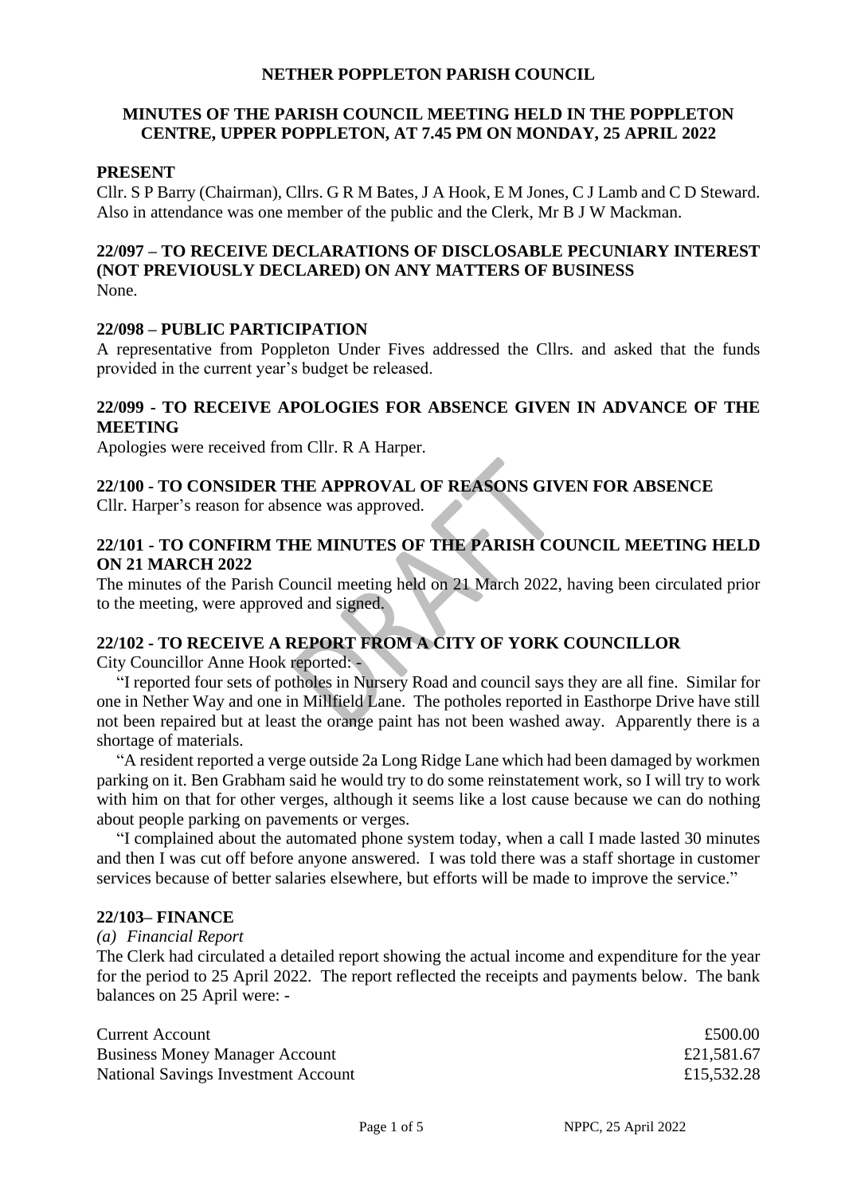# NETHER POPPLETON PARISH COUNCIL

## MINUTES OF THE PARISH COUNCIL MEETING HELD IN THE POPPLETON CENTRE, UPPER POPPLETON, AT 7.45 PM ON MONDAY, 25 APRIL 2022

### PRESENT

Cllr. S P Barry (Chairman), Cllrs. G R M Bates, J A Hook, E M Jones, C J Lamb and C D Steward. Also in attendance was one member of the public and the Clerk, Mr B J W Mackman.

### 22/097 – TO RECEIVE DECLARATIONS OF DISCLOSABLE PECUNIARY INTEREST (NOT PREVIOUSLY DECLARED) ON ANY MATTERS OF BUSINESS

None.

### 22/098 – PUBLIC PARTICIPATION

A representative from Poppleton Under Fives addressed the Cllrs. and asked that the funds provided in the current year's budget be released.

### 22/099 - TO RECEIVE APOLOGIES FOR ABSENCE GIVEN IN ADVANCE OF THE MEETING

Apologies were received from Cllr. R A Harper.

### 22/100 - TO CONSIDER THE APPROVAL OF REASONS GIVEN FOR ABSENCE

Cllr. Harper's reason for absence was approved.

### 22/101 - TO CONFIRM THE MINUTES OF THE PARISH COUNCIL MEETING HELD ON 21 MARCH 2022

The minutes of the Parish Council meeting held on 21 March 2022, having been circulated prior to the meeting, were approved and signed.

### 22/102 - TO RECEIVE A REPORT FROM A CITY OF YORK COUNCILLOR

City Councillor Anne Hook reported: -

"I reported four sets of potholes in Nursery Road and council says they are all fine. Similar for one in Nether Way and one in Millfield Lane. The potholes reported in Easthorpe Drive have still not been repaired but at least the orange paint has not been washed away. Apparently there is a shortage of materials.

"A resident reported a verge outside 2a Long Ridge Lane which had been damaged by workmen parking on it. Ben Grabham said he would try to do some reinstatement work, so I will try to work with him on that for other verges, although it seems like a lost cause because we can do nothing about people parking on pavements or verges.

"I complained about the automated phone system today, when a call I made lasted 30 minutes and then I was cut off before anyone answered. I was told there was a staff shortage in customer services because of better salaries elsewhere, but efforts will be made to improve the service."

### 22/103– FINANCE

*(a) Financial Report*

The Clerk had circulated a detailed report showing the actual income and expenditure for the year for the period to 25 April 2022. The report reflected the receipts and payments below. The bank balances on 25 April were: -

| | |
|---|---:|
| Current Account | £500.00 |
| Business Money Manager Account | £21,581.67 |
| National Savings Investment Account | £15,532.28 |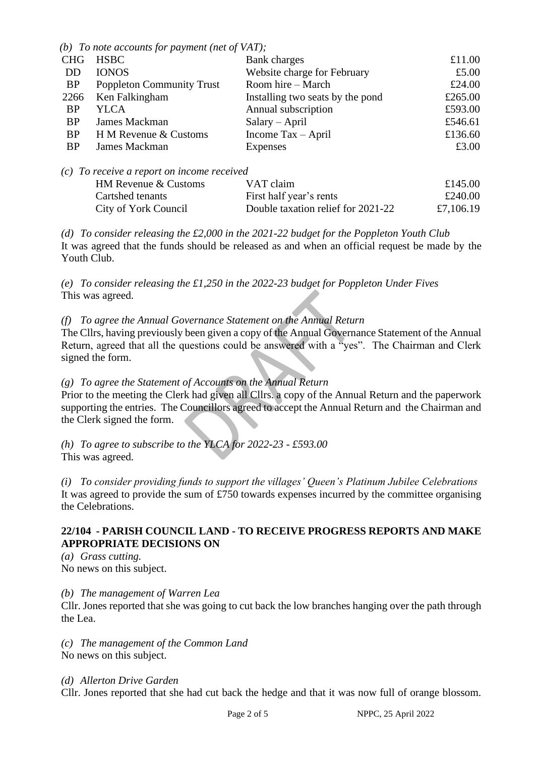*(b) To note accounts for payment (net of VAT);*

| | | | |
|---|---|---|---|
| CHG | HSBC | Bank charges | £11.00 |
| DD | IONOS | Website charge for February | £5.00 |
| BP | Poppleton Community Trust | Room hire – March | £24.00 |
| 2266 | Ken Falkingham | Installing two seats by the pond | £265.00 |
| BP | YLCA | Annual subscription | £593.00 |
| BP | James Mackman | Salary – April | £546.61 |
| BP | H M Revenue & Customs | Income Tax – April | £136.60 |
| BP | James Mackman | Expenses | £3.00 |

*(c) To receive a report on income received*

| | | |
|---|---|---|
| HM Revenue & Customs | VAT claim | £145.00 |
| Cartshed tenants | First half year's rents | £240.00 |
| City of York Council | Double taxation relief for 2021-22 | £7,106.19 |

*(d) To consider releasing the £2,000 in the 2021-22 budget for the Poppleton Youth Club*
It was agreed that the funds should be released as and when an official request be made by the Youth Club.

*(e) To consider releasing the £1,250 in the 2022-23 budget for Poppleton Under Fives*
This was agreed.

*(f) To agree the Annual Governance Statement on the Annual Return*
The Cllrs, having previously been given a copy of the Annual Governance Statement of the Annual Return, agreed that all the questions could be answered with a "yes". The Chairman and Clerk signed the form.

*(g) To agree the Statement of Accounts on the Annual Return*
Prior to the meeting the Clerk had given all Cllrs. a copy of the Annual Return and the paperwork supporting the entries. The Councillors agreed to accept the Annual Return and the Chairman and the Clerk signed the form.

*(h) To agree to subscribe to the YLCA for 2022-23 - £593.00*
This was agreed.

*(i) To consider providing funds to support the villages' Queen's Platinum Jubilee Celebrations*
It was agreed to provide the sum of £750 towards expenses incurred by the committee organising the Celebrations.

**22/104 - PARISH COUNCIL LAND - TO RECEIVE PROGRESS REPORTS AND MAKE APPROPRIATE DECISIONS ON**

*(a) Grass cutting.*
No news on this subject.

*(b) The management of Warren Lea*
Cllr. Jones reported that she was going to cut back the low branches hanging over the path through the Lea.

*(c) The management of the Common Land*
No news on this subject.

*(d) Allerton Drive Garden*
Cllr. Jones reported that she had cut back the hedge and that it was now full of orange blossom.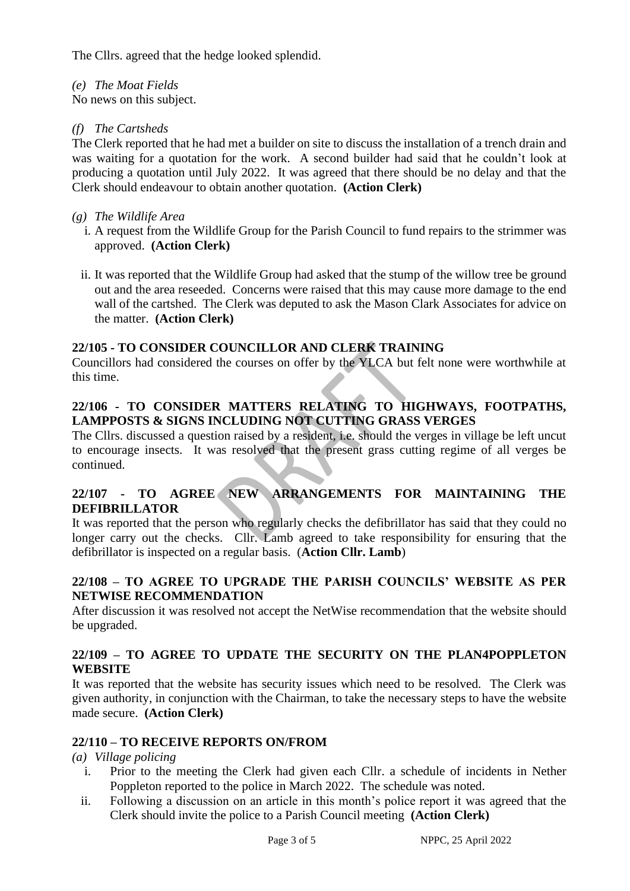The Cllrs. agreed that the hedge looked splendid.

*(e) The Moat Fields*

No news on this subject.

*(f) The Cartsheds*

The Clerk reported that he had met a builder on site to discuss the installation of a trench drain and was waiting for a quotation for the work. A second builder had said that he couldn't look at producing a quotation until July 2022. It was agreed that there should be no delay and that the Clerk should endeavour to obtain another quotation. **(Action Clerk)**

*(g) The Wildlife Area*

i. A request from the Wildlife Group for the Parish Council to fund repairs to the strimmer was approved. **(Action Clerk)**

ii. It was reported that the Wildlife Group had asked that the stump of the willow tree be ground out and the area reseeded. Concerns were raised that this may cause more damage to the end wall of the cartshed. The Clerk was deputed to ask the Mason Clark Associates for advice on the matter. **(Action Clerk)**

## 22/105 - TO CONSIDER COUNCILLOR AND CLERK TRAINING

Councillors had considered the courses on offer by the YLCA but felt none were worthwhile at this time.

## 22/106 - TO CONSIDER MATTERS RELATING TO HIGHWAYS, FOOTPATHS, LAMPPOSTS & SIGNS INCLUDING NOT CUTTING GRASS VERGES

The Cllrs. discussed a question raised by a resident, i.e. should the verges in village be left uncut to encourage insects. It was resolved that the present grass cutting regime of all verges be continued.

## 22/107 - TO AGREE NEW ARRANGEMENTS FOR MAINTAINING THE DEFIBRILLATOR

It was reported that the person who regularly checks the defibrillator has said that they could no longer carry out the checks. Cllr. Lamb agreed to take responsibility for ensuring that the defibrillator is inspected on a regular basis. (**Action Cllr. Lamb**)

## 22/108 – TO AGREE TO UPGRADE THE PARISH COUNCILS' WEBSITE AS PER NETWISE RECOMMENDATION

After discussion it was resolved not accept the NetWise recommendation that the website should be upgraded.

## 22/109 – TO AGREE TO UPDATE THE SECURITY ON THE PLAN4POPPLETON WEBSITE

It was reported that the website has security issues which need to be resolved. The Clerk was given authority, in conjunction with the Chairman, to take the necessary steps to have the website made secure. **(Action Clerk)**

## 22/110 – TO RECEIVE REPORTS ON/FROM

*(a) Village policing*

i. Prior to the meeting the Clerk had given each Cllr. a schedule of incidents in Nether Poppleton reported to the police in March 2022. The schedule was noted.

ii. Following a discussion on an article in this month's police report it was agreed that the Clerk should invite the police to a Parish Council meeting **(Action Clerk)**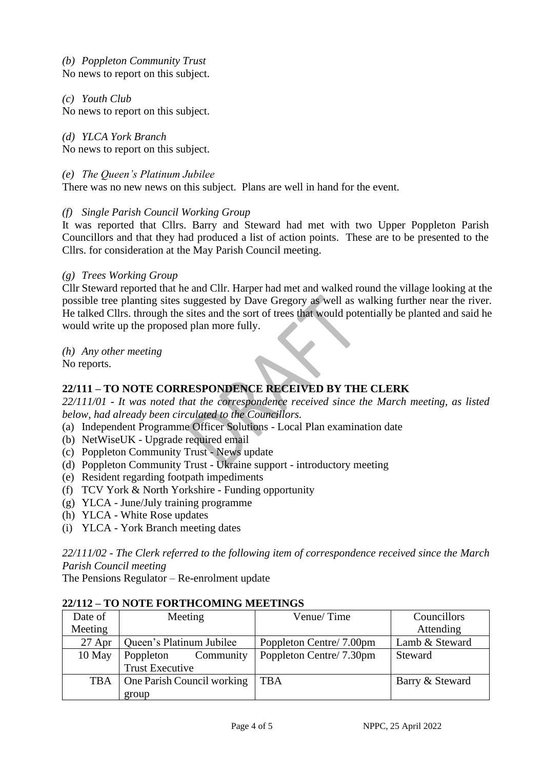*(b) Poppleton Community Trust*
No news to report on this subject.

*(c) Youth Club*
No news to report on this subject.

*(d) YLCA York Branch*
No news to report on this subject.

*(e) The Queen's Platinum Jubilee*
There was no new news on this subject. Plans are well in hand for the event.

*(f) Single Parish Council Working Group*
It was reported that Cllrs. Barry and Steward had met with two Upper Poppleton Parish Councillors and that they had produced a list of action points. These are to be presented to the Cllrs. for consideration at the May Parish Council meeting.

*(g) Trees Working Group*
Cllr Steward reported that he and Cllr. Harper had met and walked round the village looking at the possible tree planting sites suggested by Dave Gregory as well as walking further near the river. He talked Cllrs. through the sites and the sort of trees that would potentially be planted and said he would write up the proposed plan more fully.

*(h) Any other meeting*
No reports.

## 22/111 – TO NOTE CORRESPONDENCE RECEIVED BY THE CLERK

*22/111/01 - It was noted that the correspondence received since the March meeting, as listed below, had already been circulated to the Councillors.*

(a) Independent Programme Officer Solutions - Local Plan examination date
(b) NetWiseUK - Upgrade required email
(c) Poppleton Community Trust - News update
(d) Poppleton Community Trust - Ukraine support - introductory meeting
(e) Resident regarding footpath impediments
(f) TCV York & North Yorkshire - Funding opportunity
(g) YLCA - June/July training programme
(h) YLCA - White Rose updates
(i) YLCA - York Branch meeting dates

*22/111/02 - The Clerk referred to the following item of correspondence received since the March Parish Council meeting*

The Pensions Regulator – Re-enrolment update

## 22/112 – TO NOTE FORTHCOMING MEETINGS

| Date of Meeting | Meeting | Venue/ Time | Councillors Attending |
|---|---|---|---|
| 27 Apr | Queen's Platinum Jubilee | Poppleton Centre/ 7.00pm | Lamb & Steward |
| 10 May | Poppleton Community Trust Executive | Poppleton Centre/ 7.30pm | Steward |
| TBA | One Parish Council working group | TBA | Barry & Steward |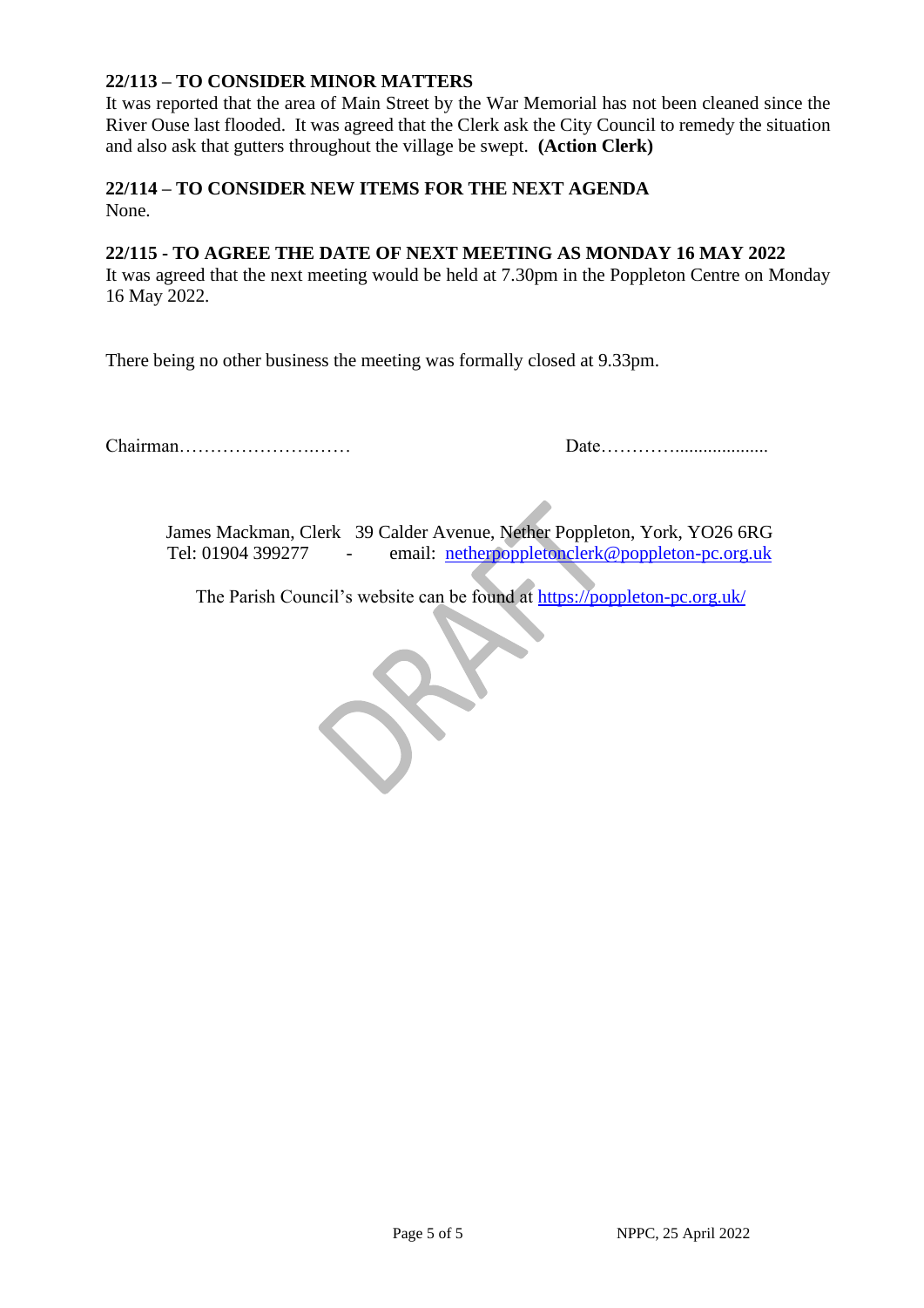**22/113 – TO CONSIDER MINOR MATTERS**

It was reported that the area of Main Street by the War Memorial has not been cleaned since the River Ouse last flooded. It was agreed that the Clerk ask the City Council to remedy the situation and also ask that gutters throughout the village be swept. **(Action Clerk)**

**22/114 – TO CONSIDER NEW ITEMS FOR THE NEXT AGENDA**

None.

**22/115 - TO AGREE THE DATE OF NEXT MEETING AS MONDAY 16 MAY 2022**

It was agreed that the next meeting would be held at 7.30pm in the Poppleton Centre on Monday 16 May 2022.

There being no other business the meeting was formally closed at 9.33pm.

Chairman……………………..…… Date…………....................

James Mackman, Clerk 39 Calder Avenue, Nether Poppleton, York, YO26 6RG
Tel: 01904 399277 - email: netherpoppletonclerk@poppleton-pc.org.uk

The Parish Council's website can be found at https://poppleton-pc.org.uk/

DRAFT